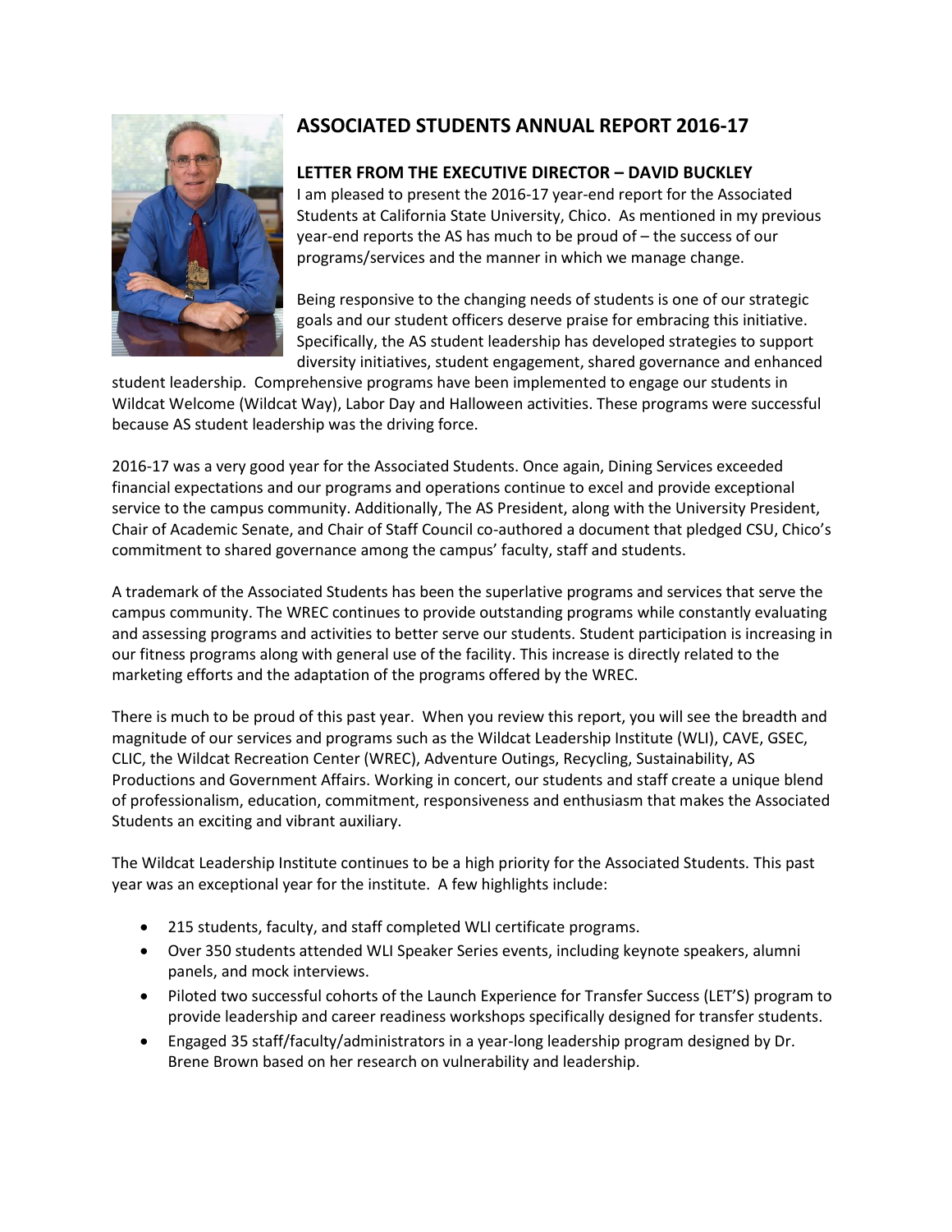# ASSOCIATED STUDENTS ANNUAL REPORT 2016-17

## LETTER FROM THE EXECUTIVE DIRECTOR – DAVID BUCKLEY

I am pleased to present the 2016-17 year-end report for the Associated Students at California State University, Chico. As mentioned in my previous year-end reports the AS has much to be proud of – the success of our programs/services and the manner in which we manage change.

Being responsive to the changing needs of students is one of our strategic goals and our student officers deserve praise for embracing this initiative. Specifically, the AS student leadership has developed strategies to support diversity initiatives, student engagement, shared governance and enhanced student leadership. Comprehensive programs have been implemented to engage our students in Wildcat Welcome (Wildcat Way), Labor Day and Halloween activities. These programs were successful because AS student leadership was the driving force.

2016-17 was a very good year for the Associated Students. Once again, Dining Services exceeded financial expectations and our programs and operations continue to excel and provide exceptional service to the campus community. Additionally, The AS President, along with the University President, Chair of Academic Senate, and Chair of Staff Council co-authored a document that pledged CSU, Chico's commitment to shared governance among the campus' faculty, staff and students.

A trademark of the Associated Students has been the superlative programs and services that serve the campus community. The WREC continues to provide outstanding programs while constantly evaluating and assessing programs and activities to better serve our students. Student participation is increasing in our fitness programs along with general use of the facility. This increase is directly related to the marketing efforts and the adaptation of the programs offered by the WREC.

There is much to be proud of this past year. When you review this report, you will see the breadth and magnitude of our services and programs such as the Wildcat Leadership Institute (WLI), CAVE, GSEC, CLIC, the Wildcat Recreation Center (WREC), Adventure Outings, Recycling, Sustainability, AS Productions and Government Affairs. Working in concert, our students and staff create a unique blend of professionalism, education, commitment, responsiveness and enthusiasm that makes the Associated Students an exciting and vibrant auxiliary.

The Wildcat Leadership Institute continues to be a high priority for the Associated Students. This past year was an exceptional year for the institute. A few highlights include:

- 215 students, faculty, and staff completed WLI certificate programs.
- Over 350 students attended WLI Speaker Series events, including keynote speakers, alumni panels, and mock interviews.
- Piloted two successful cohorts of the Launch Experience for Transfer Success (LET'S) program to provide leadership and career readiness workshops specifically designed for transfer students.
- Engaged 35 staff/faculty/administrators in a year-long leadership program designed by Dr. Brene Brown based on her research on vulnerability and leadership.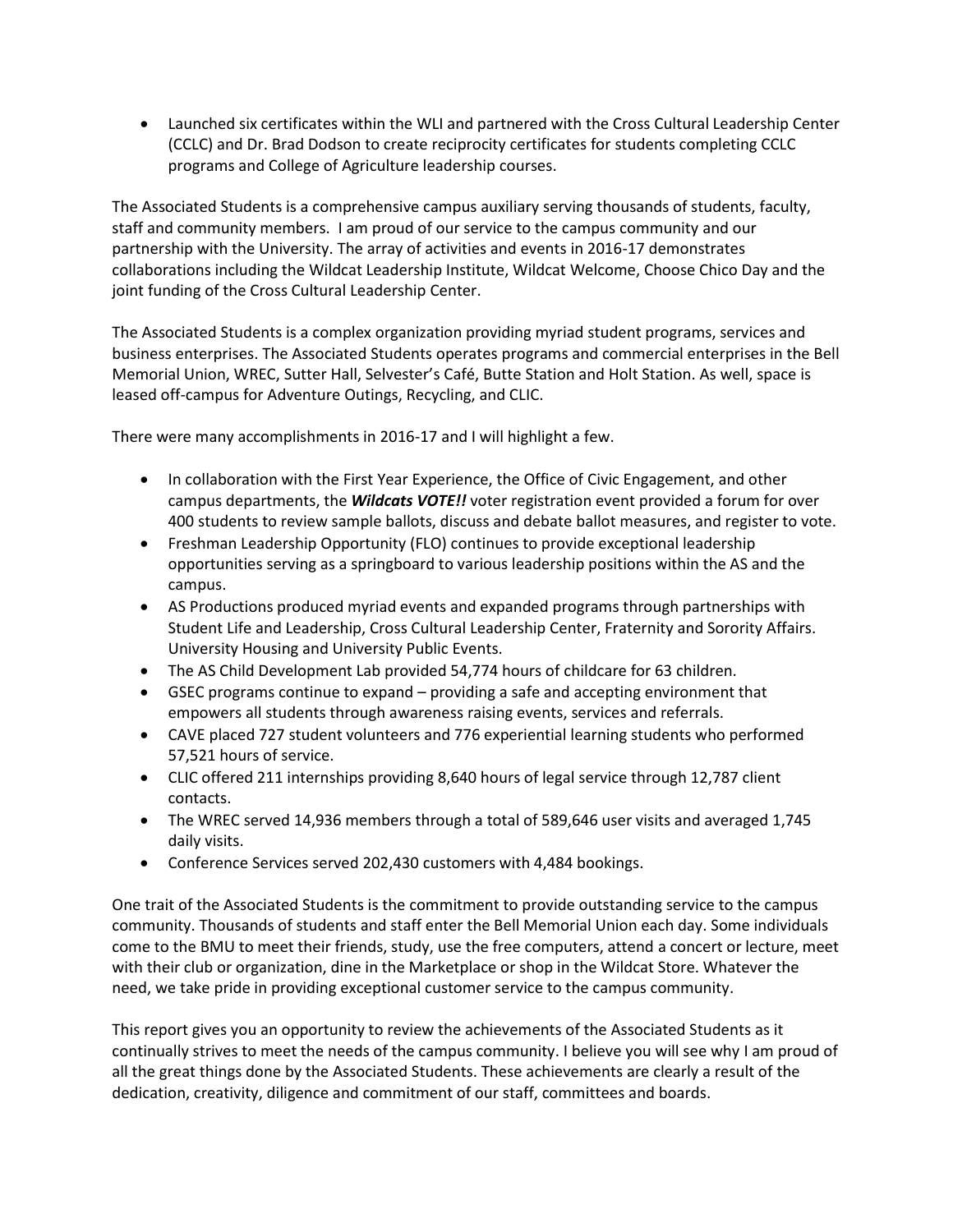- Launched six certificates within the WLI and partnered with the Cross Cultural Leadership Center (CCLC) and Dr. Brad Dodson to create reciprocity certificates for students completing CCLC programs and College of Agriculture leadership courses.

The Associated Students is a comprehensive campus auxiliary serving thousands of students, faculty, staff and community members. I am proud of our service to the campus community and our partnership with the University. The array of activities and events in 2016-17 demonstrates collaborations including the Wildcat Leadership Institute, Wildcat Welcome, Choose Chico Day and the joint funding of the Cross Cultural Leadership Center.

The Associated Students is a complex organization providing myriad student programs, services and business enterprises. The Associated Students operates programs and commercial enterprises in the Bell Memorial Union, WREC, Sutter Hall, Selvester's Café, Butte Station and Holt Station. As well, space is leased off-campus for Adventure Outings, Recycling, and CLIC.

There were many accomplishments in 2016-17 and I will highlight a few.

- In collaboration with the First Year Experience, the Office of Civic Engagement, and other campus departments, the ***Wildcats VOTE!!*** voter registration event provided a forum for over 400 students to review sample ballots, discuss and debate ballot measures, and register to vote.
- Freshman Leadership Opportunity (FLO) continues to provide exceptional leadership opportunities serving as a springboard to various leadership positions within the AS and the campus.
- AS Productions produced myriad events and expanded programs through partnerships with Student Life and Leadership, Cross Cultural Leadership Center, Fraternity and Sorority Affairs. University Housing and University Public Events.
- The AS Child Development Lab provided 54,774 hours of childcare for 63 children.
- GSEC programs continue to expand – providing a safe and accepting environment that empowers all students through awareness raising events, services and referrals.
- CAVE placed 727 student volunteers and 776 experiential learning students who performed 57,521 hours of service.
- CLIC offered 211 internships providing 8,640 hours of legal service through 12,787 client contacts.
- The WREC served 14,936 members through a total of 589,646 user visits and averaged 1,745 daily visits.
- Conference Services served 202,430 customers with 4,484 bookings.

One trait of the Associated Students is the commitment to provide outstanding service to the campus community. Thousands of students and staff enter the Bell Memorial Union each day. Some individuals come to the BMU to meet their friends, study, use the free computers, attend a concert or lecture, meet with their club or organization, dine in the Marketplace or shop in the Wildcat Store. Whatever the need, we take pride in providing exceptional customer service to the campus community.

This report gives you an opportunity to review the achievements of the Associated Students as it continually strives to meet the needs of the campus community. I believe you will see why I am proud of all the great things done by the Associated Students. These achievements are clearly a result of the dedication, creativity, diligence and commitment of our staff, committees and boards.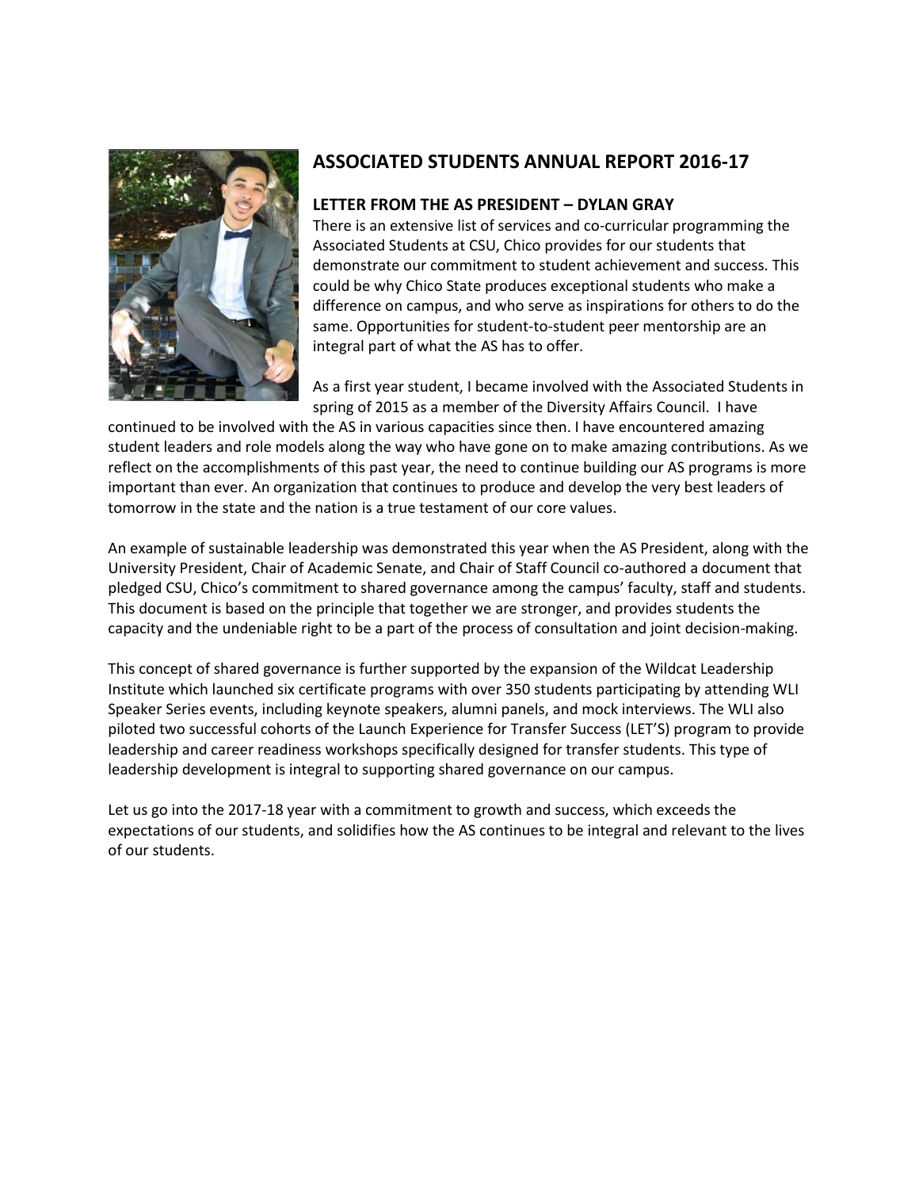# ASSOCIATED STUDENTS ANNUAL REPORT 2016-17

## LETTER FROM THE AS PRESIDENT – DYLAN GRAY

There is an extensive list of services and co-curricular programming the Associated Students at CSU, Chico provides for our students that demonstrate our commitment to student achievement and success. This could be why Chico State produces exceptional students who make a difference on campus, and who serve as inspirations for others to do the same. Opportunities for student-to-student peer mentorship are an integral part of what the AS has to offer.

As a first year student, I became involved with the Associated Students in spring of 2015 as a member of the Diversity Affairs Council. I have continued to be involved with the AS in various capacities since then. I have encountered amazing student leaders and role models along the way who have gone on to make amazing contributions. As we reflect on the accomplishments of this past year, the need to continue building our AS programs is more important than ever. An organization that continues to produce and develop the very best leaders of tomorrow in the state and the nation is a true testament of our core values.

An example of sustainable leadership was demonstrated this year when the AS President, along with the University President, Chair of Academic Senate, and Chair of Staff Council co-authored a document that pledged CSU, Chico's commitment to shared governance among the campus' faculty, staff and students. This document is based on the principle that together we are stronger, and provides students the capacity and the undeniable right to be a part of the process of consultation and joint decision-making.

This concept of shared governance is further supported by the expansion of the Wildcat Leadership Institute which launched six certificate programs with over 350 students participating by attending WLI Speaker Series events, including keynote speakers, alumni panels, and mock interviews. The WLI also piloted two successful cohorts of the Launch Experience for Transfer Success (LET'S) program to provide leadership and career readiness workshops specifically designed for transfer students. This type of leadership development is integral to supporting shared governance on our campus.

Let us go into the 2017-18 year with a commitment to growth and success, which exceeds the expectations of our students, and solidifies how the AS continues to be integral and relevant to the lives of our students.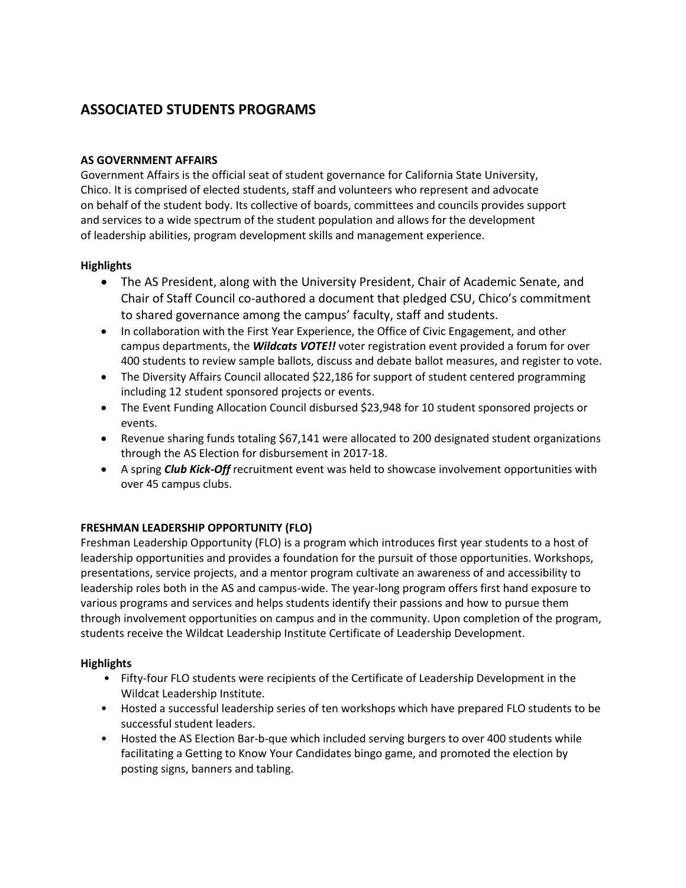# ASSOCIATED STUDENTS PROGRAMS

**AS GOVERNMENT AFFAIRS**

Government Affairs is the official seat of student governance for California State University, Chico. It is comprised of elected students, staff and volunteers who represent and advocate on behalf of the student body. Its collective of boards, committees and councils provides support and services to a wide spectrum of the student population and allows for the development of leadership abilities, program development skills and management experience.

**Highlights**

- The AS President, along with the University President, Chair of Academic Senate, and Chair of Staff Council co-authored a document that pledged CSU, Chico's commitment to shared governance among the campus' faculty, staff and students.
- In collaboration with the First Year Experience, the Office of Civic Engagement, and other campus departments, the ***Wildcats VOTE!!*** voter registration event provided a forum for over 400 students to review sample ballots, discuss and debate ballot measures, and register to vote.
- The Diversity Affairs Council allocated $22,186 for support of student centered programming including 12 student sponsored projects or events.
- The Event Funding Allocation Council disbursed $23,948 for 10 student sponsored projects or events.
- Revenue sharing funds totaling $67,141 were allocated to 200 designated student organizations through the AS Election for disbursement in 2017-18.
- A spring ***Club Kick-Off*** recruitment event was held to showcase involvement opportunities with over 45 campus clubs.

**FRESHMAN LEADERSHIP OPPORTUNITY (FLO)**

Freshman Leadership Opportunity (FLO) is a program which introduces first year students to a host of leadership opportunities and provides a foundation for the pursuit of those opportunities. Workshops, presentations, service projects, and a mentor program cultivate an awareness of and accessibility to leadership roles both in the AS and campus-wide. The year-long program offers first hand exposure to various programs and services and helps students identify their passions and how to pursue them through involvement opportunities on campus and in the community. Upon completion of the program, students receive the Wildcat Leadership Institute Certificate of Leadership Development.

**Highlights**

- Fifty-four FLO students were recipients of the Certificate of Leadership Development in the Wildcat Leadership Institute.
- Hosted a successful leadership series of ten workshops which have prepared FLO students to be successful student leaders.
- Hosted the AS Election Bar-b-que which included serving burgers to over 400 students while facilitating a Getting to Know Your Candidates bingo game, and promoted the election by posting signs, banners and tabling.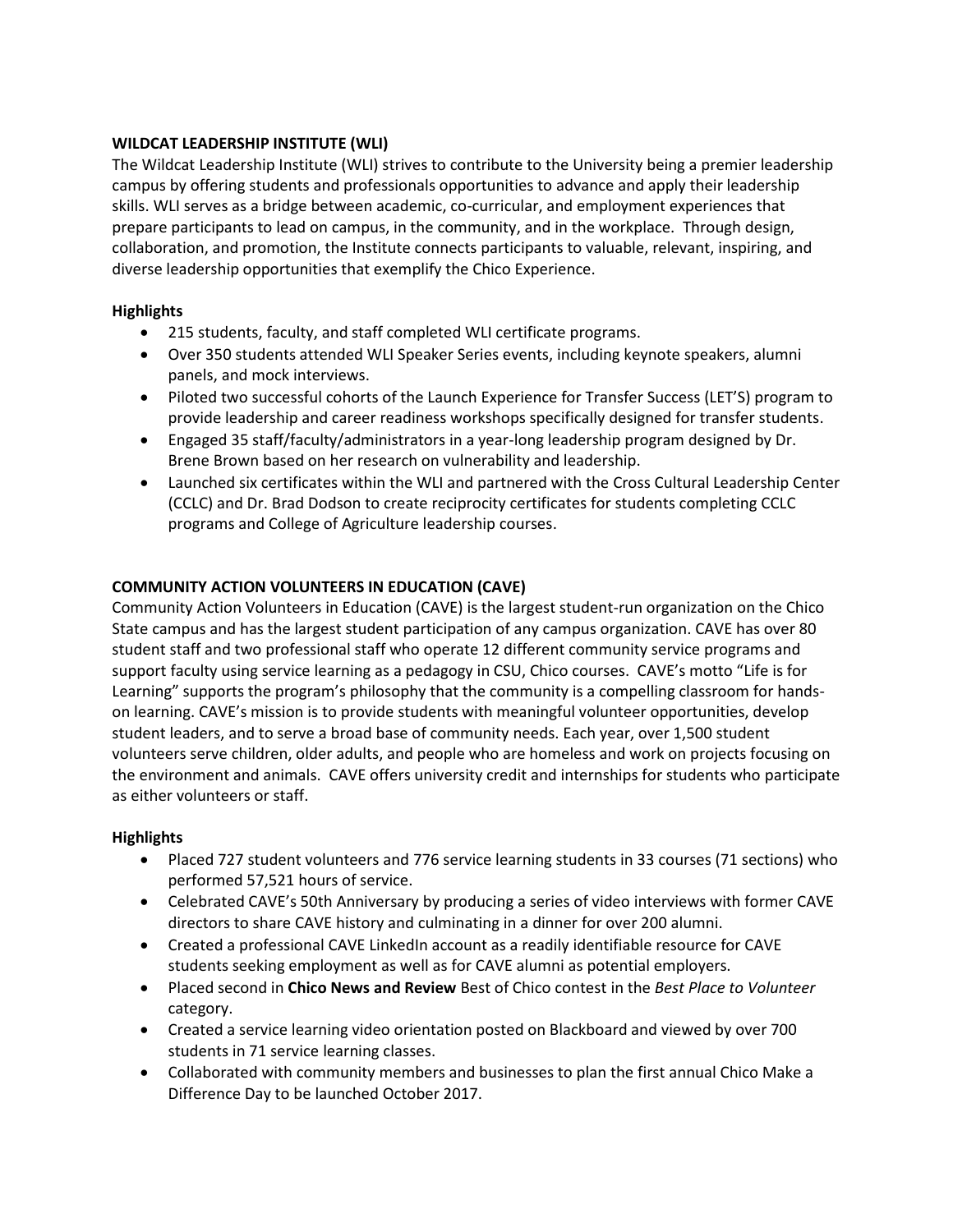## WILDCAT LEADERSHIP INSTITUTE (WLI)

The Wildcat Leadership Institute (WLI) strives to contribute to the University being a premier leadership campus by offering students and professionals opportunities to advance and apply their leadership skills. WLI serves as a bridge between academic, co-curricular, and employment experiences that prepare participants to lead on campus, in the community, and in the workplace. Through design, collaboration, and promotion, the Institute connects participants to valuable, relevant, inspiring, and diverse leadership opportunities that exemplify the Chico Experience.

### Highlights

- 215 students, faculty, and staff completed WLI certificate programs.
- Over 350 students attended WLI Speaker Series events, including keynote speakers, alumni panels, and mock interviews.
- Piloted two successful cohorts of the Launch Experience for Transfer Success (LET'S) program to provide leadership and career readiness workshops specifically designed for transfer students.
- Engaged 35 staff/faculty/administrators in a year-long leadership program designed by Dr. Brene Brown based on her research on vulnerability and leadership.
- Launched six certificates within the WLI and partnered with the Cross Cultural Leadership Center (CCLC) and Dr. Brad Dodson to create reciprocity certificates for students completing CCLC programs and College of Agriculture leadership courses.

## COMMUNITY ACTION VOLUNTEERS IN EDUCATION (CAVE)

Community Action Volunteers in Education (CAVE) is the largest student-run organization on the Chico State campus and has the largest student participation of any campus organization. CAVE has over 80 student staff and two professional staff who operate 12 different community service programs and support faculty using service learning as a pedagogy in CSU, Chico courses. CAVE's motto "Life is for Learning" supports the program's philosophy that the community is a compelling classroom for hands-on learning. CAVE's mission is to provide students with meaningful volunteer opportunities, develop student leaders, and to serve a broad base of community needs. Each year, over 1,500 student volunteers serve children, older adults, and people who are homeless and work on projects focusing on the environment and animals. CAVE offers university credit and internships for students who participate as either volunteers or staff.

### Highlights

- Placed 727 student volunteers and 776 service learning students in 33 courses (71 sections) who performed 57,521 hours of service.
- Celebrated CAVE's 50th Anniversary by producing a series of video interviews with former CAVE directors to share CAVE history and culminating in a dinner for over 200 alumni.
- Created a professional CAVE LinkedIn account as a readily identifiable resource for CAVE students seeking employment as well as for CAVE alumni as potential employers.
- Placed second in **Chico News and Review** Best of Chico contest in the *Best Place to Volunteer* category.
- Created a service learning video orientation posted on Blackboard and viewed by over 700 students in 71 service learning classes.
- Collaborated with community members and businesses to plan the first annual Chico Make a Difference Day to be launched October 2017.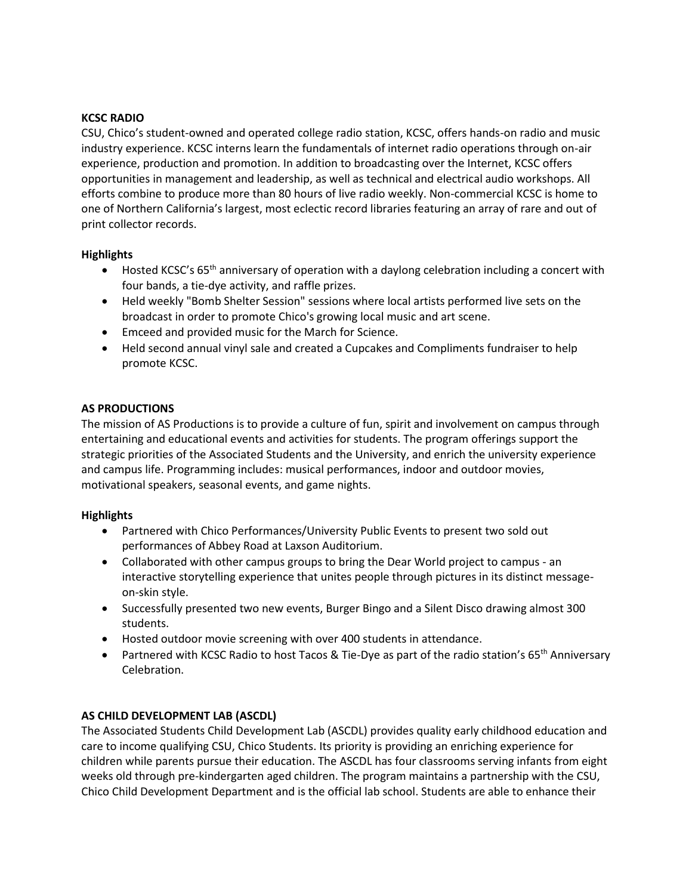**KCSC RADIO**

CSU, Chico's student-owned and operated college radio station, KCSC, offers hands-on radio and music industry experience. KCSC interns learn the fundamentals of internet radio operations through on-air experience, production and promotion. In addition to broadcasting over the Internet, KCSC offers opportunities in management and leadership, as well as technical and electrical audio workshops. All efforts combine to produce more than 80 hours of live radio weekly. Non-commercial KCSC is home to one of Northern California's largest, most eclectic record libraries featuring an array of rare and out of print collector records.

**Highlights**

- Hosted KCSC's 65th anniversary of operation with a daylong celebration including a concert with four bands, a tie-dye activity, and raffle prizes.
- Held weekly "Bomb Shelter Session" sessions where local artists performed live sets on the broadcast in order to promote Chico's growing local music and art scene.
- Emceed and provided music for the March for Science.
- Held second annual vinyl sale and created a Cupcakes and Compliments fundraiser to help promote KCSC.

**AS PRODUCTIONS**

The mission of AS Productions is to provide a culture of fun, spirit and involvement on campus through entertaining and educational events and activities for students. The program offerings support the strategic priorities of the Associated Students and the University, and enrich the university experience and campus life. Programming includes: musical performances, indoor and outdoor movies, motivational speakers, seasonal events, and game nights.

**Highlights**

- Partnered with Chico Performances/University Public Events to present two sold out performances of Abbey Road at Laxson Auditorium.
- Collaborated with other campus groups to bring the Dear World project to campus - an interactive storytelling experience that unites people through pictures in its distinct message-on-skin style.
- Successfully presented two new events, Burger Bingo and a Silent Disco drawing almost 300 students.
- Hosted outdoor movie screening with over 400 students in attendance.
- Partnered with KCSC Radio to host Tacos & Tie-Dye as part of the radio station's 65th Anniversary Celebration.

**AS CHILD DEVELOPMENT LAB (ASCDL)**

The Associated Students Child Development Lab (ASCDL) provides quality early childhood education and care to income qualifying CSU, Chico Students. Its priority is providing an enriching experience for children while parents pursue their education. The ASCDL has four classrooms serving infants from eight weeks old through pre-kindergarten aged children. The program maintains a partnership with the CSU, Chico Child Development Department and is the official lab school. Students are able to enhance their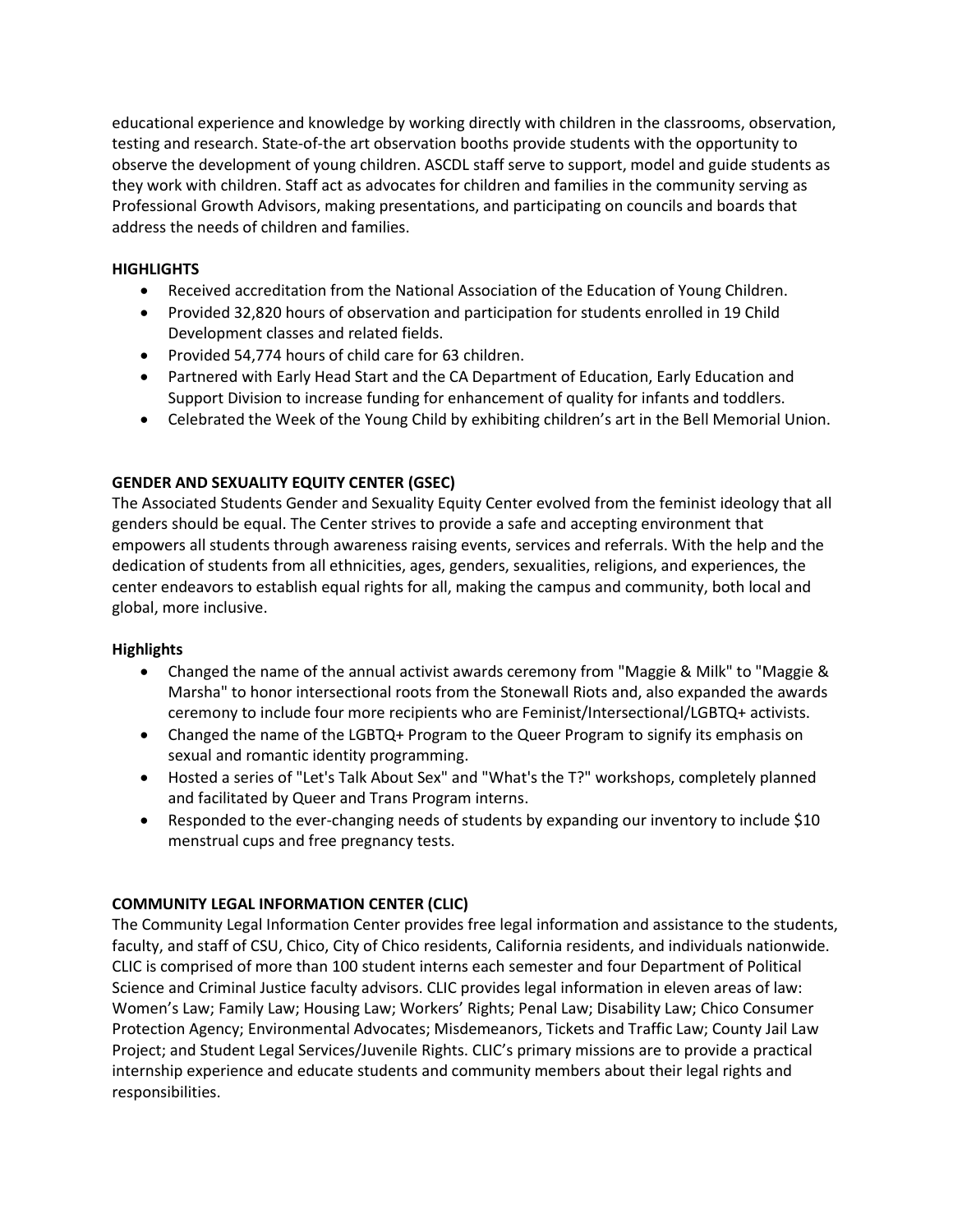educational experience and knowledge by working directly with children in the classrooms, observation, testing and research. State-of-the art observation booths provide students with the opportunity to observe the development of young children. ASCDL staff serve to support, model and guide students as they work with children. Staff act as advocates for children and families in the community serving as Professional Growth Advisors, making presentations, and participating on councils and boards that address the needs of children and families.

### HIGHLIGHTS

- Received accreditation from the National Association of the Education of Young Children.
- Provided 32,820 hours of observation and participation for students enrolled in 19 Child Development classes and related fields.
- Provided 54,774 hours of child care for 63 children.
- Partnered with Early Head Start and the CA Department of Education, Early Education and Support Division to increase funding for enhancement of quality for infants and toddlers.
- Celebrated the Week of the Young Child by exhibiting children's art in the Bell Memorial Union.

## GENDER AND SEXUALITY EQUITY CENTER (GSEC)

The Associated Students Gender and Sexuality Equity Center evolved from the feminist ideology that all genders should be equal. The Center strives to provide a safe and accepting environment that empowers all students through awareness raising events, services and referrals. With the help and the dedication of students from all ethnicities, ages, genders, sexualities, religions, and experiences, the center endeavors to establish equal rights for all, making the campus and community, both local and global, more inclusive.

### Highlights

- Changed the name of the annual activist awards ceremony from "Maggie & Milk" to "Maggie & Marsha" to honor intersectional roots from the Stonewall Riots and, also expanded the awards ceremony to include four more recipients who are Feminist/Intersectional/LGBTQ+ activists.
- Changed the name of the LGBTQ+ Program to the Queer Program to signify its emphasis on sexual and romantic identity programming.
- Hosted a series of "Let's Talk About Sex" and "What's the T?" workshops, completely planned and facilitated by Queer and Trans Program interns.
- Responded to the ever-changing needs of students by expanding our inventory to include $10 menstrual cups and free pregnancy tests.

## COMMUNITY LEGAL INFORMATION CENTER (CLIC)

The Community Legal Information Center provides free legal information and assistance to the students, faculty, and staff of CSU, Chico, City of Chico residents, California residents, and individuals nationwide. CLIC is comprised of more than 100 student interns each semester and four Department of Political Science and Criminal Justice faculty advisors. CLIC provides legal information in eleven areas of law: Women's Law; Family Law; Housing Law; Workers' Rights; Penal Law; Disability Law; Chico Consumer Protection Agency; Environmental Advocates; Misdemeanors, Tickets and Traffic Law; County Jail Law Project; and Student Legal Services/Juvenile Rights. CLIC's primary missions are to provide a practical internship experience and educate students and community members about their legal rights and responsibilities.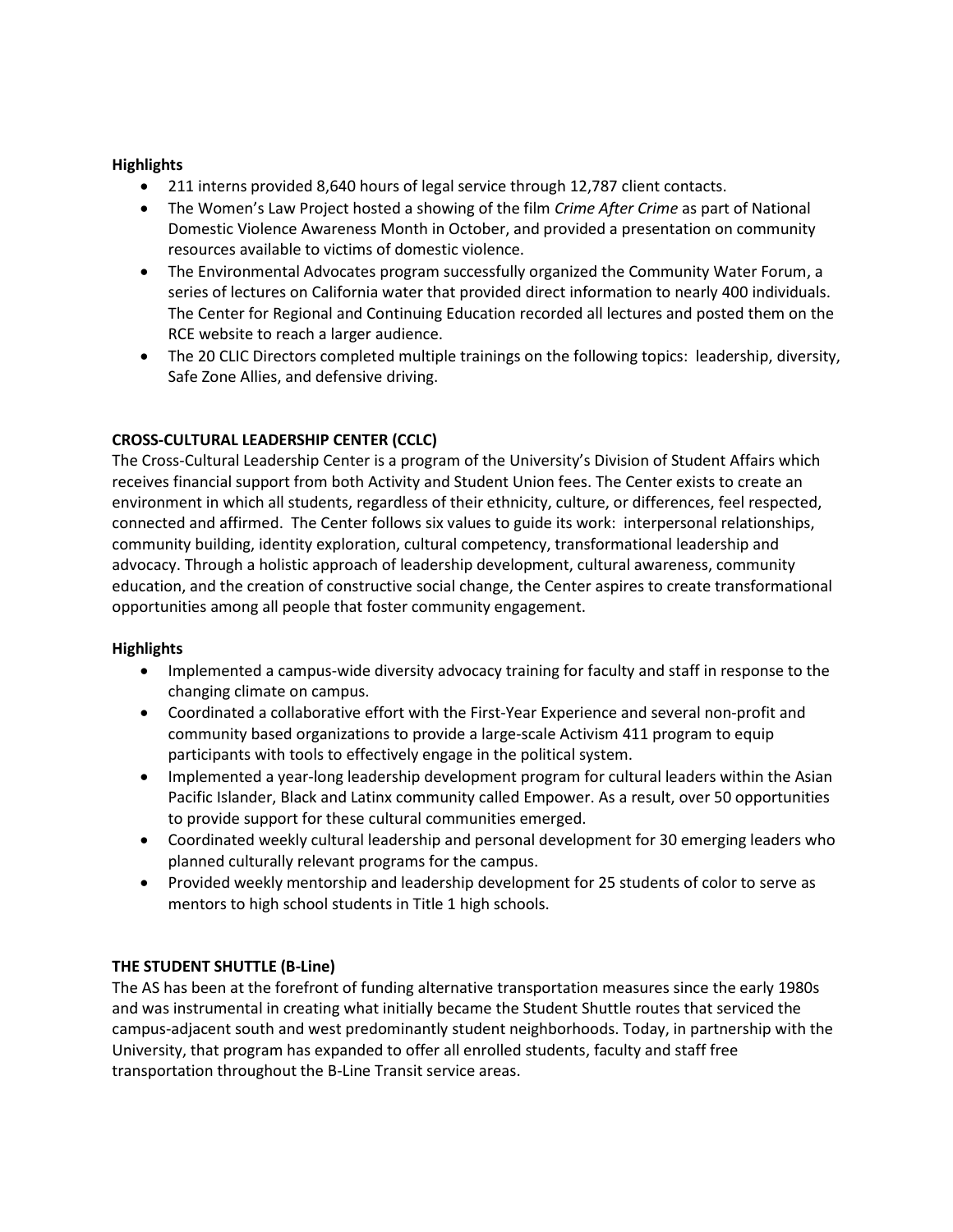**Highlights**

- 211 interns provided 8,640 hours of legal service through 12,787 client contacts.
- The Women's Law Project hosted a showing of the film *Crime After Crime* as part of National Domestic Violence Awareness Month in October, and provided a presentation on community resources available to victims of domestic violence.
- The Environmental Advocates program successfully organized the Community Water Forum, a series of lectures on California water that provided direct information to nearly 400 individuals. The Center for Regional and Continuing Education recorded all lectures and posted them on the RCE website to reach a larger audience.
- The 20 CLIC Directors completed multiple trainings on the following topics: leadership, diversity, Safe Zone Allies, and defensive driving.

**CROSS-CULTURAL LEADERSHIP CENTER (CCLC)**

The Cross-Cultural Leadership Center is a program of the University's Division of Student Affairs which receives financial support from both Activity and Student Union fees. The Center exists to create an environment in which all students, regardless of their ethnicity, culture, or differences, feel respected, connected and affirmed. The Center follows six values to guide its work: interpersonal relationships, community building, identity exploration, cultural competency, transformational leadership and advocacy. Through a holistic approach of leadership development, cultural awareness, community education, and the creation of constructive social change, the Center aspires to create transformational opportunities among all people that foster community engagement.

**Highlights**

- Implemented a campus-wide diversity advocacy training for faculty and staff in response to the changing climate on campus.
- Coordinated a collaborative effort with the First-Year Experience and several non-profit and community based organizations to provide a large-scale Activism 411 program to equip participants with tools to effectively engage in the political system.
- Implemented a year-long leadership development program for cultural leaders within the Asian Pacific Islander, Black and Latinx community called Empower. As a result, over 50 opportunities to provide support for these cultural communities emerged.
- Coordinated weekly cultural leadership and personal development for 30 emerging leaders who planned culturally relevant programs for the campus.
- Provided weekly mentorship and leadership development for 25 students of color to serve as mentors to high school students in Title 1 high schools.

**THE STUDENT SHUTTLE (B-Line)**

The AS has been at the forefront of funding alternative transportation measures since the early 1980s and was instrumental in creating what initially became the Student Shuttle routes that serviced the campus-adjacent south and west predominantly student neighborhoods. Today, in partnership with the University, that program has expanded to offer all enrolled students, faculty and staff free transportation throughout the B-Line Transit service areas.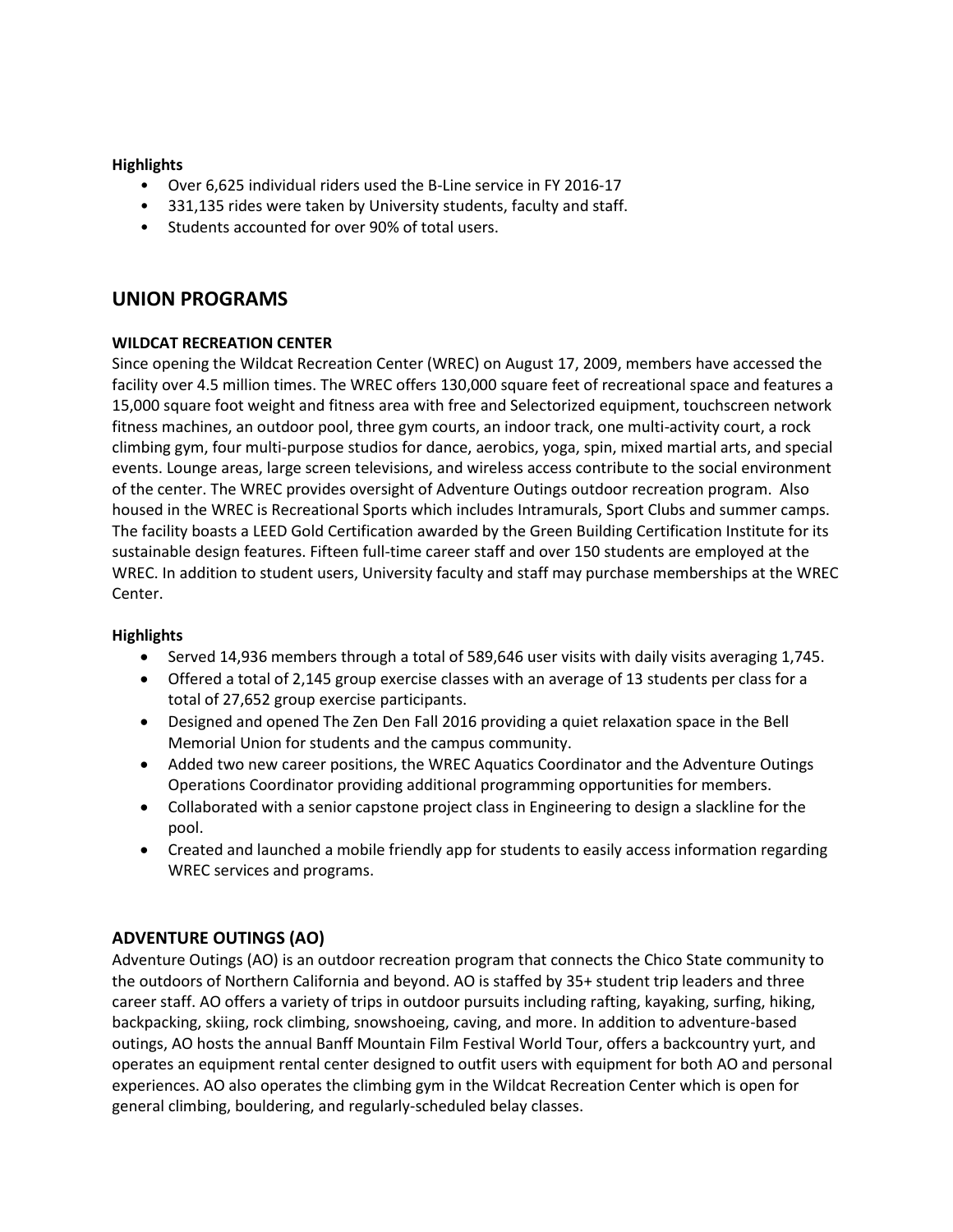**Highlights**

- Over 6,625 individual riders used the B-Line service in FY 2016-17
- 331,135 rides were taken by University students, faculty and staff.
- Students accounted for over 90% of total users.

## UNION PROGRAMS

**WILDCAT RECREATION CENTER**

Since opening the Wildcat Recreation Center (WREC) on August 17, 2009, members have accessed the facility over 4.5 million times. The WREC offers 130,000 square feet of recreational space and features a 15,000 square foot weight and fitness area with free and Selectorized equipment, touchscreen network fitness machines, an outdoor pool, three gym courts, an indoor track, one multi-activity court, a rock climbing gym, four multi-purpose studios for dance, aerobics, yoga, spin, mixed martial arts, and special events. Lounge areas, large screen televisions, and wireless access contribute to the social environment of the center. The WREC provides oversight of Adventure Outings outdoor recreation program. Also housed in the WREC is Recreational Sports which includes Intramurals, Sport Clubs and summer camps. The facility boasts a LEED Gold Certification awarded by the Green Building Certification Institute for its sustainable design features. Fifteen full-time career staff and over 150 students are employed at the WREC. In addition to student users, University faculty and staff may purchase memberships at the WREC Center.

**Highlights**

- Served 14,936 members through a total of 589,646 user visits with daily visits averaging 1,745.
- Offered a total of 2,145 group exercise classes with an average of 13 students per class for a total of 27,652 group exercise participants.
- Designed and opened The Zen Den Fall 2016 providing a quiet relaxation space in the Bell Memorial Union for students and the campus community.
- Added two new career positions, the WREC Aquatics Coordinator and the Adventure Outings Operations Coordinator providing additional programming opportunities for members.
- Collaborated with a senior capstone project class in Engineering to design a slackline for the pool.
- Created and launched a mobile friendly app for students to easily access information regarding WREC services and programs.

## ADVENTURE OUTINGS (AO)

Adventure Outings (AO) is an outdoor recreation program that connects the Chico State community to the outdoors of Northern California and beyond. AO is staffed by 35+ student trip leaders and three career staff. AO offers a variety of trips in outdoor pursuits including rafting, kayaking, surfing, hiking, backpacking, skiing, rock climbing, snowshoeing, caving, and more. In addition to adventure-based outings, AO hosts the annual Banff Mountain Film Festival World Tour, offers a backcountry yurt, and operates an equipment rental center designed to outfit users with equipment for both AO and personal experiences. AO also operates the climbing gym in the Wildcat Recreation Center which is open for general climbing, bouldering, and regularly-scheduled belay classes.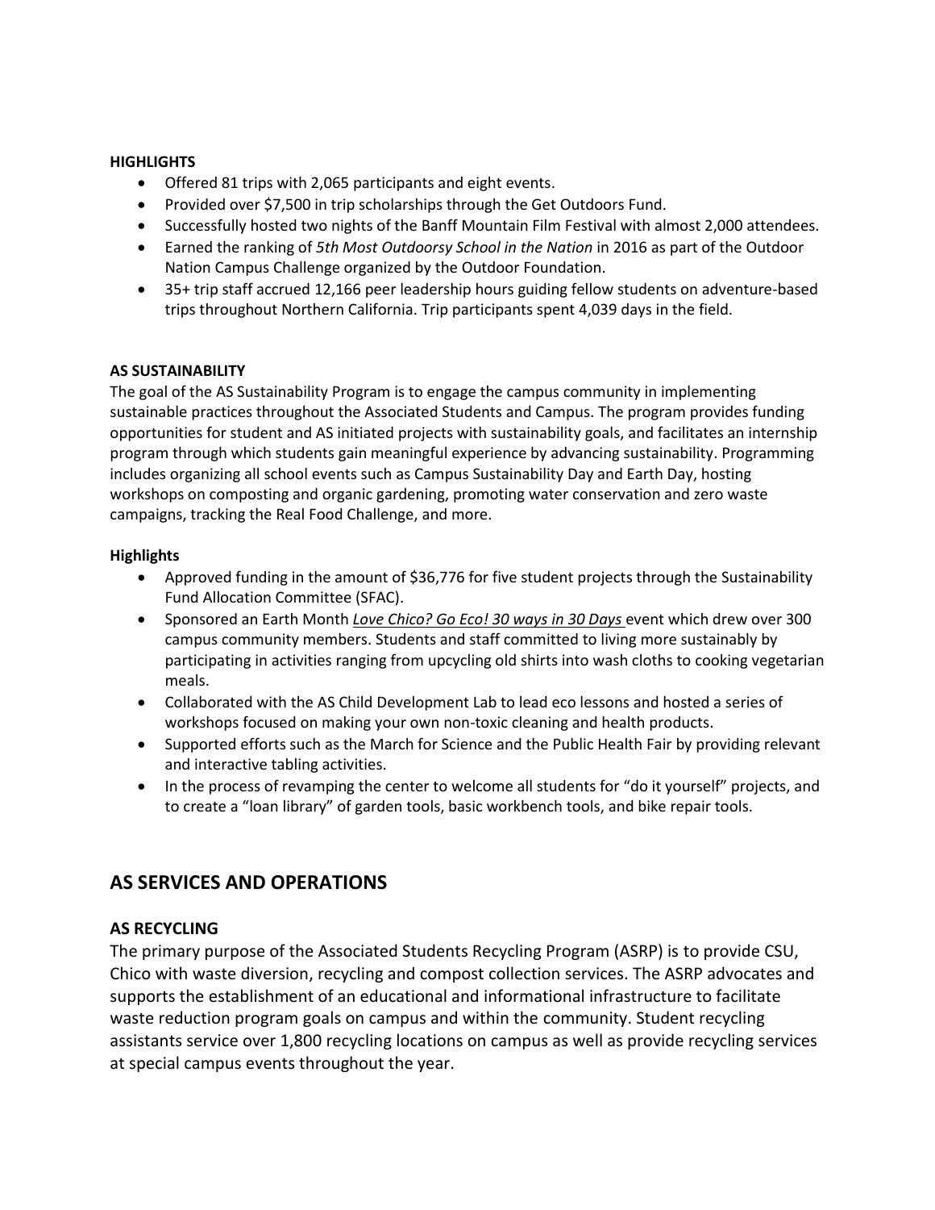**HIGHLIGHTS**

- Offered 81 trips with 2,065 participants and eight events.
- Provided over $7,500 in trip scholarships through the Get Outdoors Fund.
- Successfully hosted two nights of the Banff Mountain Film Festival with almost 2,000 attendees.
- Earned the ranking of *5th Most Outdoorsy School in the Nation* in 2016 as part of the Outdoor Nation Campus Challenge organized by the Outdoor Foundation.
- 35+ trip staff accrued 12,166 peer leadership hours guiding fellow students on adventure-based trips throughout Northern California. Trip participants spent 4,039 days in the field.

**AS SUSTAINABILITY**

The goal of the AS Sustainability Program is to engage the campus community in implementing sustainable practices throughout the Associated Students and Campus. The program provides funding opportunities for student and AS initiated projects with sustainability goals, and facilitates an internship program through which students gain meaningful experience by advancing sustainability. Programming includes organizing all school events such as Campus Sustainability Day and Earth Day, hosting workshops on composting and organic gardening, promoting water conservation and zero waste campaigns, tracking the Real Food Challenge, and more.

**Highlights**

- Approved funding in the amount of $36,776 for five student projects through the Sustainability Fund Allocation Committee (SFAC).
- Sponsored an Earth Month *Love Chico? Go Eco! 30 ways in 30 Days* event which drew over 300 campus community members. Students and staff committed to living more sustainably by participating in activities ranging from upcycling old shirts into wash cloths to cooking vegetarian meals.
- Collaborated with the AS Child Development Lab to lead eco lessons and hosted a series of workshops focused on making your own non-toxic cleaning and health products.
- Supported efforts such as the March for Science and the Public Health Fair by providing relevant and interactive tabling activities.
- In the process of revamping the center to welcome all students for "do it yourself" projects, and to create a "loan library" of garden tools, basic workbench tools, and bike repair tools.

## AS SERVICES AND OPERATIONS

### AS RECYCLING

The primary purpose of the Associated Students Recycling Program (ASRP) is to provide CSU, Chico with waste diversion, recycling and compost collection services. The ASRP advocates and supports the establishment of an educational and informational infrastructure to facilitate waste reduction program goals on campus and within the community. Student recycling assistants service over 1,800 recycling locations on campus as well as provide recycling services at special campus events throughout the year.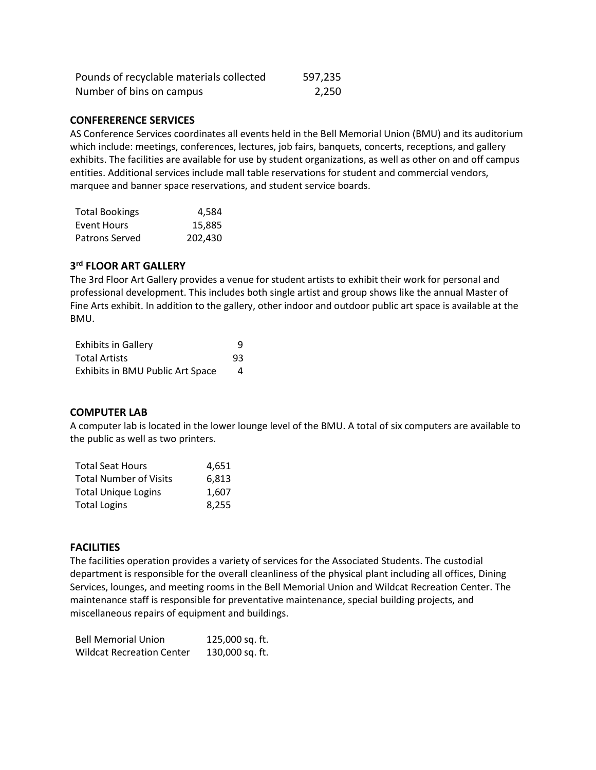| | |
|---|---|
| Pounds of recyclable materials collected | 597,235 |
| Number of bins on campus | 2,250 |

### CONFERERENCE SERVICES

AS Conference Services coordinates all events held in the Bell Memorial Union (BMU) and its auditorium which include: meetings, conferences, lectures, job fairs, banquets, concerts, receptions, and gallery exhibits. The facilities are available for use by student organizations, as well as other on and off campus entities. Additional services include mall table reservations for student and commercial vendors, marquee and banner space reservations, and student service boards.

| | |
|---|---|
| Total Bookings | 4,584 |
| Event Hours | 15,885 |
| Patrons Served | 202,430 |

### 3rd FLOOR ART GALLERY

The 3rd Floor Art Gallery provides a venue for student artists to exhibit their work for personal and professional development. This includes both single artist and group shows like the annual Master of Fine Arts exhibit. In addition to the gallery, other indoor and outdoor public art space is available at the BMU.

| | |
|---|---|
| Exhibits in Gallery | 9 |
| Total Artists | 93 |
| Exhibits in BMU Public Art Space | 4 |

### COMPUTER LAB

A computer lab is located in the lower lounge level of the BMU. A total of six computers are available to the public as well as two printers.

| | |
|---|---|
| Total Seat Hours | 4,651 |
| Total Number of Visits | 6,813 |
| Total Unique Logins | 1,607 |
| Total Logins | 8,255 |

### FACILITIES

The facilities operation provides a variety of services for the Associated Students. The custodial department is responsible for the overall cleanliness of the physical plant including all offices, Dining Services, lounges, and meeting rooms in the Bell Memorial Union and Wildcat Recreation Center. The maintenance staff is responsible for preventative maintenance, special building projects, and miscellaneous repairs of equipment and buildings.

| | |
|---|---|
| Bell Memorial Union | 125,000 sq. ft. |
| Wildcat Recreation Center | 130,000 sq. ft. |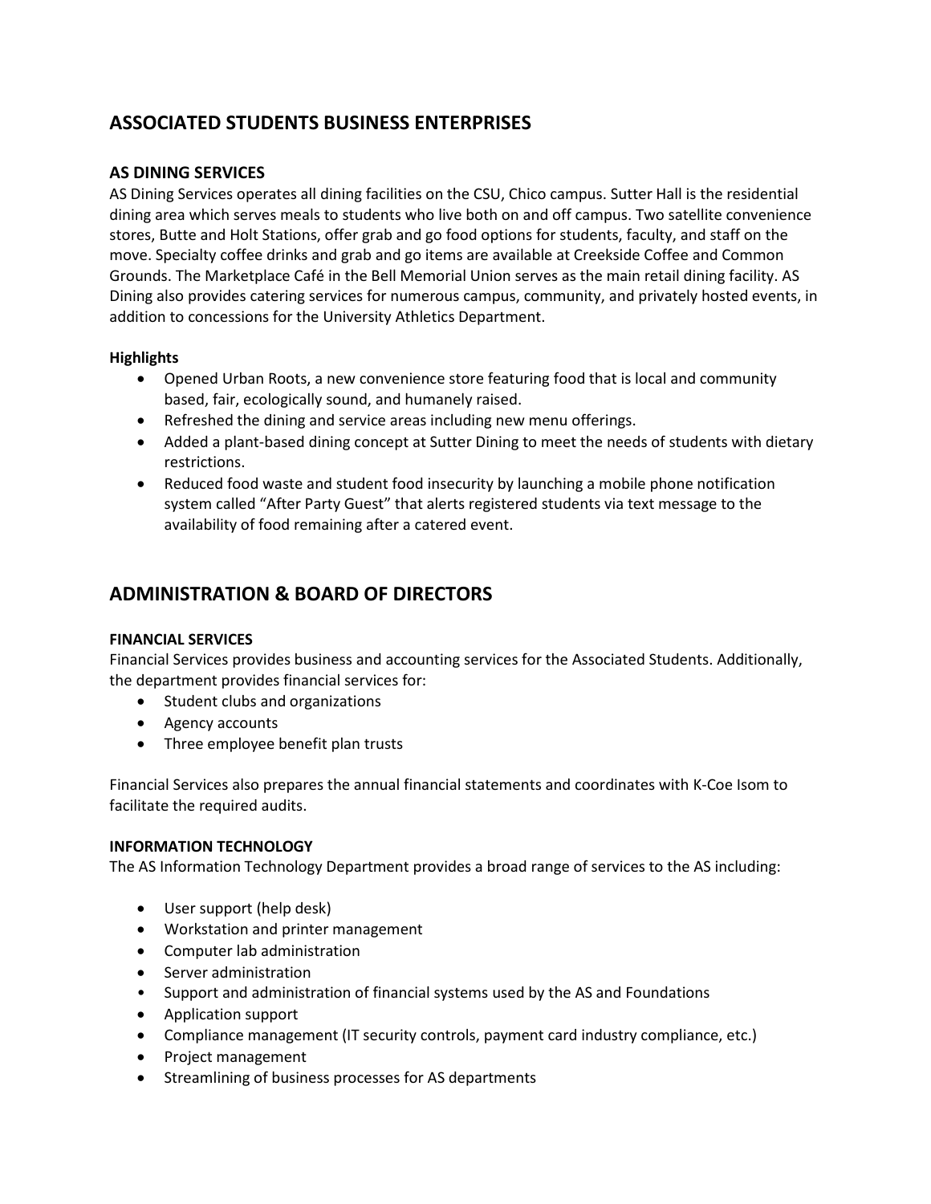## ASSOCIATED STUDENTS BUSINESS ENTERPRISES

### AS DINING SERVICES

AS Dining Services operates all dining facilities on the CSU, Chico campus. Sutter Hall is the residential dining area which serves meals to students who live both on and off campus. Two satellite convenience stores, Butte and Holt Stations, offer grab and go food options for students, faculty, and staff on the move. Specialty coffee drinks and grab and go items are available at Creekside Coffee and Common Grounds. The Marketplace Café in the Bell Memorial Union serves as the main retail dining facility. AS Dining also provides catering services for numerous campus, community, and privately hosted events, in addition to concessions for the University Athletics Department.

**Highlights**

- Opened Urban Roots, a new convenience store featuring food that is local and community based, fair, ecologically sound, and humanely raised.
- Refreshed the dining and service areas including new menu offerings.
- Added a plant-based dining concept at Sutter Dining to meet the needs of students with dietary restrictions.
- Reduced food waste and student food insecurity by launching a mobile phone notification system called "After Party Guest" that alerts registered students via text message to the availability of food remaining after a catered event.

## ADMINISTRATION & BOARD OF DIRECTORS

### FINANCIAL SERVICES

Financial Services provides business and accounting services for the Associated Students. Additionally, the department provides financial services for:

- Student clubs and organizations
- Agency accounts
- Three employee benefit plan trusts

Financial Services also prepares the annual financial statements and coordinates with K-Coe Isom to facilitate the required audits.

### INFORMATION TECHNOLOGY

The AS Information Technology Department provides a broad range of services to the AS including:

- User support (help desk)
- Workstation and printer management
- Computer lab administration
- Server administration
- Support and administration of financial systems used by the AS and Foundations
- Application support
- Compliance management (IT security controls, payment card industry compliance, etc.)
- Project management
- Streamlining of business processes for AS departments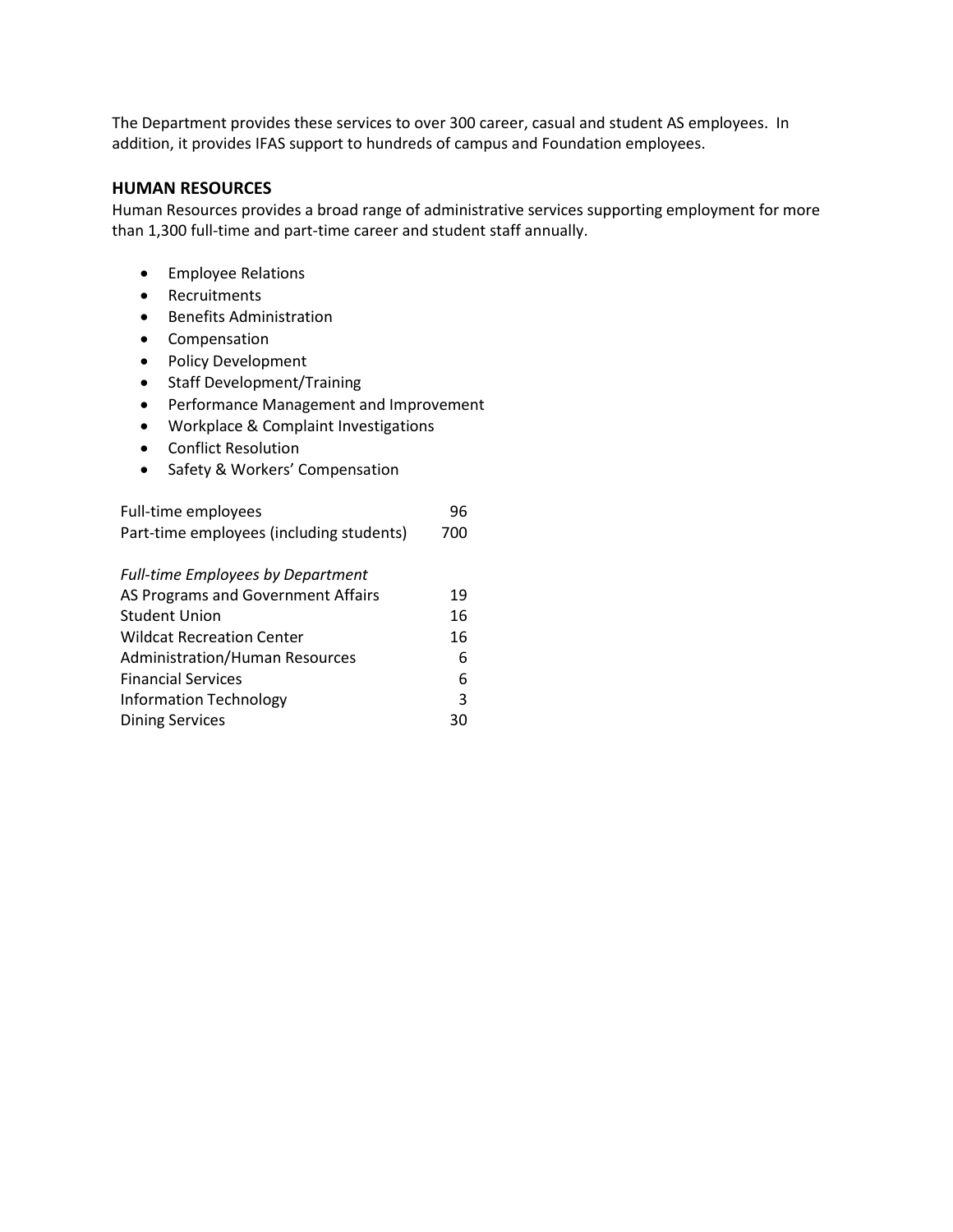The Department provides these services to over 300 career, casual and student AS employees. In addition, it provides IFAS support to hundreds of campus and Foundation employees.

## HUMAN RESOURCES

Human Resources provides a broad range of administrative services supporting employment for more than 1,300 full-time and part-time career and student staff annually.

- Employee Relations
- Recruitments
- Benefits Administration
- Compensation
- Policy Development
- Staff Development/Training
- Performance Management and Improvement
- Workplace & Complaint Investigations
- Conflict Resolution
- Safety & Workers' Compensation

| | |
|---|---|
| Full-time employees | 96 |
| Part-time employees (including students) | 700 |

| *Full-time Employees by Department* | |
|---|---|
| AS Programs and Government Affairs | 19 |
| Student Union | 16 |
| Wildcat Recreation Center | 16 |
| Administration/Human Resources | 6 |
| Financial Services | 6 |
| Information Technology | 3 |
| Dining Services | 30 |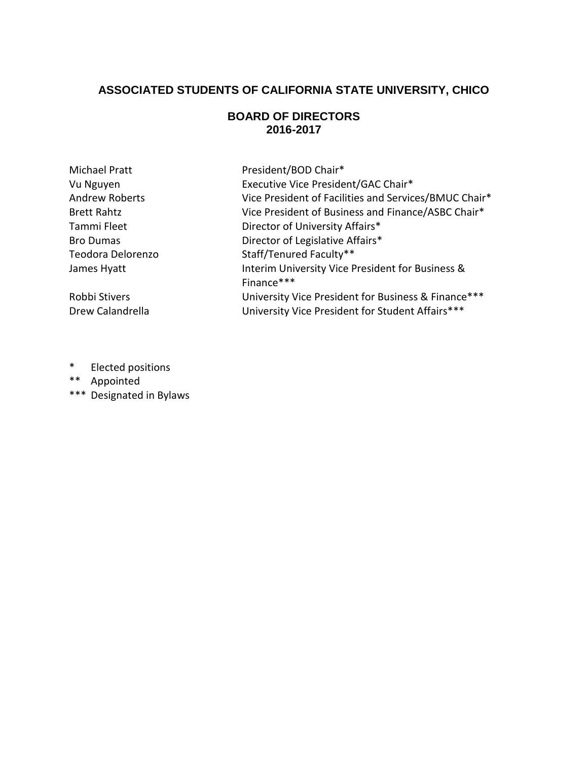## ASSOCIATED STUDENTS OF CALIFORNIA STATE UNIVERSITY, CHICO

### BOARD OF DIRECTORS
### 2016-2017

| | |
|---|---|
| Michael Pratt | President/BOD Chair* |
| Vu Nguyen | Executive Vice President/GAC Chair* |
| Andrew Roberts | Vice President of Facilities and Services/BMUC Chair* |
| Brett Rahtz | Vice President of Business and Finance/ASBC Chair* |
| Tammi Fleet | Director of University Affairs* |
| Bro Dumas | Director of Legislative Affairs* |
| Teodora Delorenzo | Staff/Tenured Faculty** |
| James Hyatt | Interim University Vice President for Business & Finance*** |
| Robbi Stivers | University Vice President for Business & Finance*** |
| Drew Calandrella | University Vice President for Student Affairs*** |

\* Elected positions

\** Appointed

\*** Designated in Bylaws